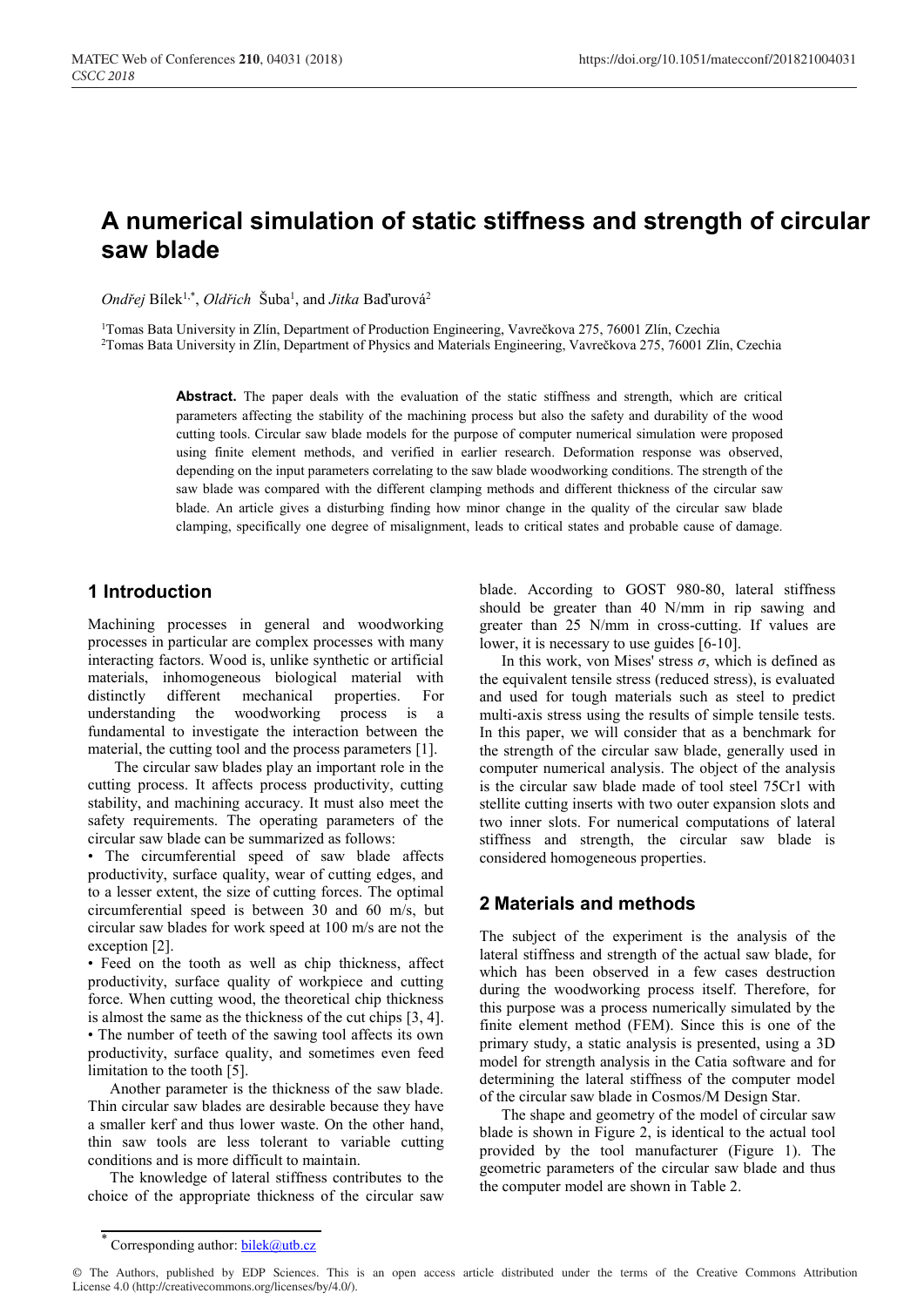# A numerical simulation of static stiffness and strength of circular saw blade

*Ondřej* Bílek[1,*], *Oldřich* Šuba[1], and *Jitka* Baďurová[2]

[1]Tomas Bata University in Zlín, Department of Production Engineering, Vavrečkova 275, 76001 Zlín, Czechia
[2]Tomas Bata University in Zlín, Department of Physics and Materials Engineering, Vavrečkova 275, 76001 Zlín, Czechia

**Abstract.** The paper deals with the evaluation of the static stiffness and strength, which are critical parameters affecting the stability of the machining process but also the safety and durability of the wood cutting tools. Circular saw blade models for the purpose of computer numerical simulation were proposed using finite element methods, and verified in earlier research. Deformation response was observed, depending on the input parameters correlating to the saw blade woodworking conditions. The strength of the saw blade was compared with the different clamping methods and different thickness of the circular saw blade. An article gives a disturbing finding how minor change in the quality of the circular saw blade clamping, specifically one degree of misalignment, leads to critical states and probable cause of damage.

## 1 Introduction

Machining processes in general and woodworking processes in particular are complex processes with many interacting factors. Wood is, unlike synthetic or artificial materials, inhomogeneous biological material with distinctly different mechanical properties. For understanding the woodworking process is a fundamental to investigate the interaction between the material, the cutting tool and the process parameters [1].

The circular saw blades play an important role in the cutting process. It affects process productivity, cutting stability, and machining accuracy. It must also meet the safety requirements. The operating parameters of the circular saw blade can be summarized as follows:

• The circumferential speed of saw blade affects productivity, surface quality, wear of cutting edges, and to a lesser extent, the size of cutting forces. The optimal circumferential speed is between 30 and 60 m/s, but circular saw blades for work speed at 100 m/s are not the exception [2].

• Feed on the tooth as well as chip thickness, affect productivity, surface quality of workpiece and cutting force. When cutting wood, the theoretical chip thickness is almost the same as the thickness of the cut chips [3, 4].

• The number of teeth of the sawing tool affects its own productivity, surface quality, and sometimes even feed limitation to the tooth [5].

Another parameter is the thickness of the saw blade. Thin circular saw blades are desirable because they have a smaller kerf and thus lower waste. On the other hand, thin saw tools are less tolerant to variable cutting conditions and is more difficult to maintain.

The knowledge of lateral stiffness contributes to the choice of the appropriate thickness of the circular saw blade. According to GOST 980-80, lateral stiffness should be greater than 40 N/mm in rip sawing and greater than 25 N/mm in cross-cutting. If values are lower, it is necessary to use guides [6-10].

In this work, von Mises' stress $\sigma$, which is defined as the equivalent tensile stress (reduced stress), is evaluated and used for tough materials such as steel to predict multi-axis stress using the results of simple tensile tests. In this paper, we will consider that as a benchmark for the strength of the circular saw blade, generally used in computer numerical analysis. The object of the analysis is the circular saw blade made of tool steel 75Cr1 with stellite cutting inserts with two outer expansion slots and two inner slots. For numerical computations of lateral stiffness and strength, the circular saw blade is considered homogeneous properties.

## 2 Materials and methods

The subject of the experiment is the analysis of the lateral stiffness and strength of the actual saw blade, for which has been observed in a few cases destruction during the woodworking process itself. Therefore, for this purpose was a process numerically simulated by the finite element method (FEM). Since this is one of the primary study, a static analysis is presented, using a 3D model for strength analysis in the Catia software and for determining the lateral stiffness of the computer model of the circular saw blade in Cosmos/M Design Star.

The shape and geometry of the model of circular saw blade is shown in Figure 2, is identical to the actual tool provided by the tool manufacturer (Figure 1). The geometric parameters of the circular saw blade and thus the computer model are shown in Table 2.

---

* Corresponding author: bilek@utb.cz

© The Authors, published by EDP Sciences. This is an open access article distributed under the terms of the Creative Commons Attribution License 4.0 (http://creativecommons.org/licenses/by/4.0/).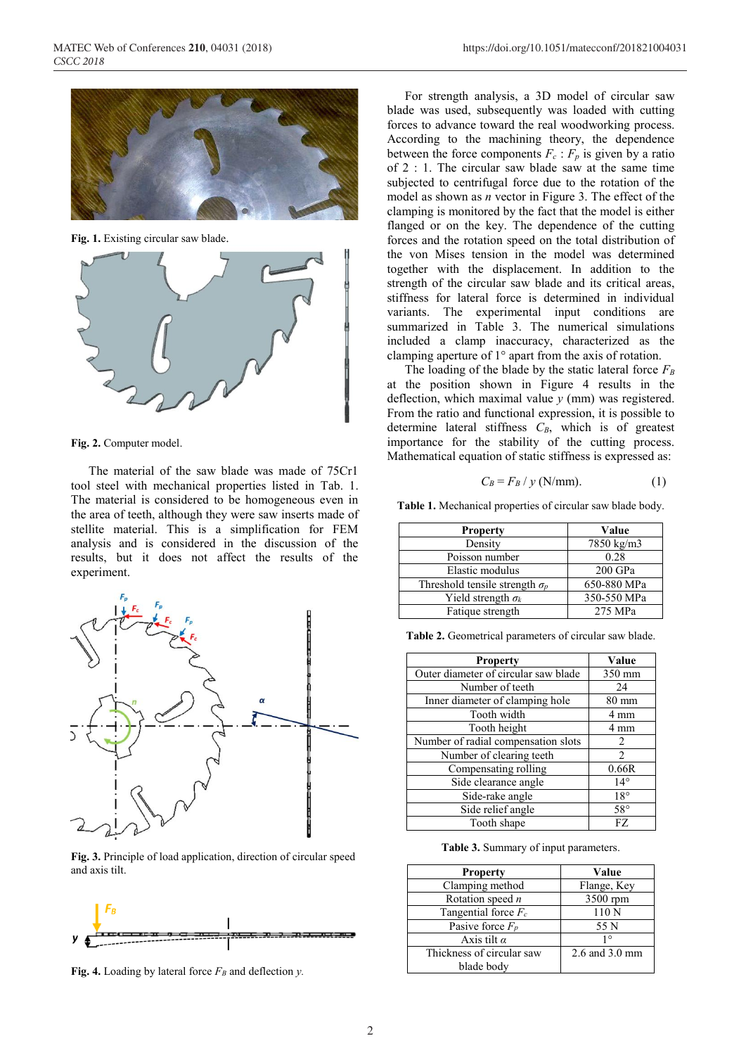Fig. 1. Existing circular saw blade.

Fig. 2. Computer model.

The material of the saw blade was made of 75Cr1 tool steel with mechanical properties listed in Tab. 1. The material is considered to be homogeneous even in the area of teeth, although they were saw inserts made of stellite material. This is a simplification for FEM analysis and is considered in the discussion of the results, but it does not affect the results of the experiment.

Fig. 3. Principle of load application, direction of circular speed and axis tilt.

Fig. 4. Loading by lateral force $F_B$ and deflection $y$.

For strength analysis, a 3D model of circular saw blade was used, subsequently was loaded with cutting forces to advance toward the real woodworking process. According to the machining theory, the dependence between the force components $F_c : F_p$ is given by a ratio of 2 : 1. The circular saw blade saw at the same time subjected to centrifugal force due to the rotation of the model as shown as $n$ vector in Figure 3. The effect of the clamping is monitored by the fact that the model is either flanged or on the key. The dependence of the cutting forces and the rotation speed on the total distribution of the von Mises tension in the model was determined together with the displacement. In addition to the strength of the circular saw blade and its critical areas, stiffness for lateral force is determined in individual variants. The experimental input conditions are summarized in Table 3. The numerical simulations included a clamp inaccuracy, characterized as the clamping aperture of 1° apart from the axis of rotation.

The loading of the blade by the static lateral force $F_B$ at the position shown in Figure 4 results in the deflection, which maximal value $y$ (mm) was registered. From the ratio and functional expression, it is possible to determine lateral stiffness $C_B$, which is of greatest importance for the stability of the cutting process. Mathematical equation of static stiffness is expressed as:

$$C_B = F_B / y \text{ (N/mm)}. \tag{1}$$

Table 1. Mechanical properties of circular saw blade body.

| Property | Value |
|---|---|
| Density | 7850 kg/m3 |
| Poisson number | 0.28 |
| Elastic modulus | 200 GPa |
| Threshold tensile strength $\sigma_p$ | 650-880 MPa |
| Yield strength $\sigma_k$ | 350-550 MPa |
| Fatique strength | 275 MPa |

Table 2. Geometrical parameters of circular saw blade.

| Property | Value |
|---|---|
| Outer diameter of circular saw blade | 350 mm |
| Number of teeth | 24 |
| Inner diameter of clamping hole | 80 mm |
| Tooth width | 4 mm |
| Tooth height | 4 mm |
| Number of radial compensation slots | 2 |
| Number of clearing teeth | 2 |
| Compensating rolling | 0.66R |
| Side clearance angle | 14° |
| Side-rake angle | 18° |
| Side relief angle | 58° |
| Tooth shape | FZ |

Table 3. Summary of input parameters.

| Property | Value |
|---|---|
| Clamping method | Flange, Key |
| Rotation speed $n$ | 3500 rpm |
| Tangential force $F_c$ | 110 N |
| Pasive force $F_p$ | 55 N |
| Axis tilt $\alpha$ | 1° |
| Thickness of circular saw blade body | 2.6 and 3.0 mm |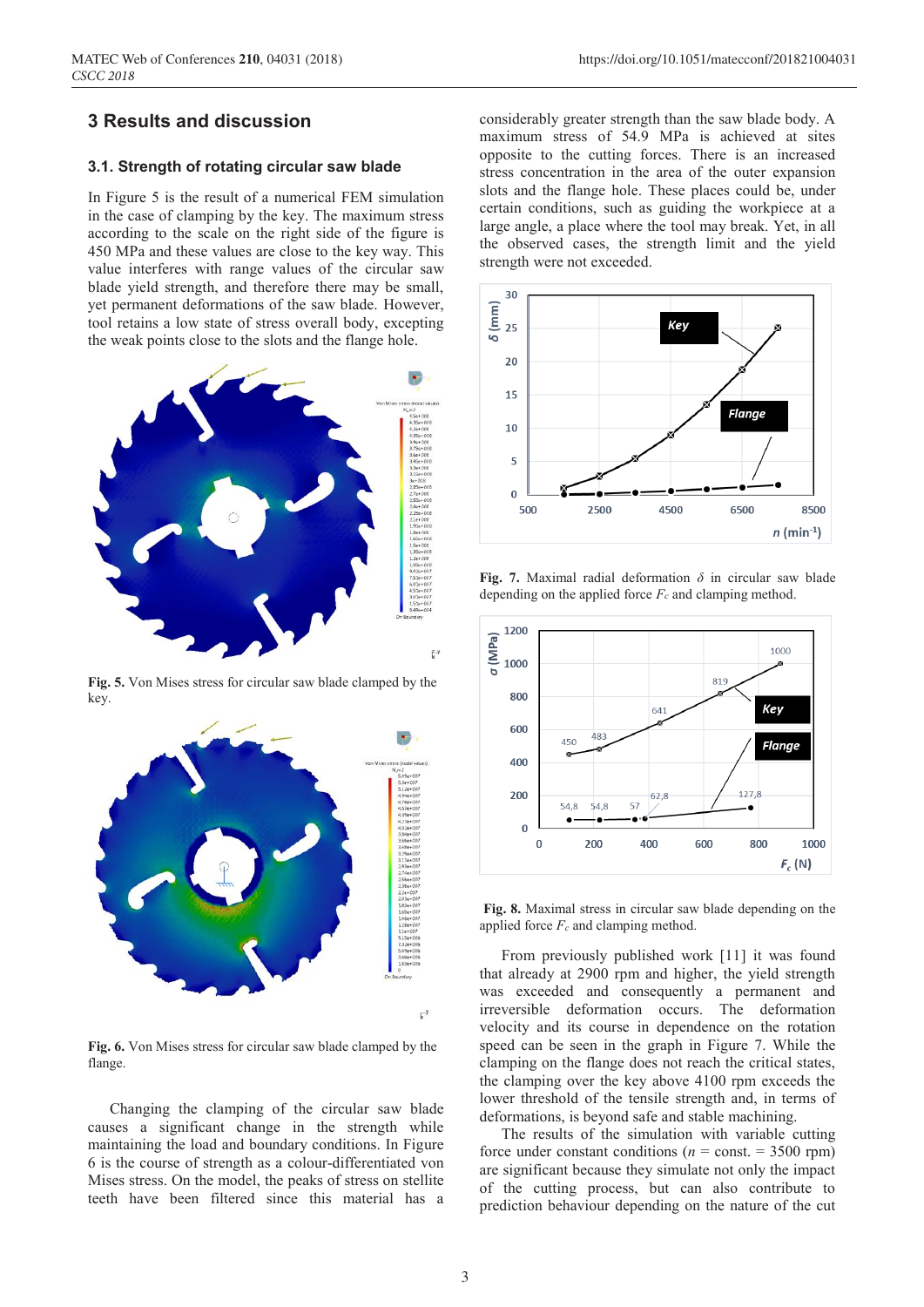## 3 Results and discussion

### 3.1. Strength of rotating circular saw blade

In Figure 5 is the result of a numerical FEM simulation in the case of clamping by the key. The maximum stress according to the scale on the right side of the figure is 450 MPa and these values are close to the key way. This value interferes with range values of the circular saw blade yield strength, and therefore there may be small, yet permanent deformations of the saw blade. However, tool retains a low state of stress overall body, excepting the weak points close to the slots and the flange hole.

**Fig. 5.** Von Mises stress for circular saw blade clamped by the key.

**Fig. 6.** Von Mises stress for circular saw blade clamped by the flange.

Changing the clamping of the circular saw blade causes a significant change in the strength while maintaining the load and boundary conditions. In Figure 6 is the course of strength as a colour-differentiated von Mises stress. On the model, the peaks of stress on stellite teeth have been filtered since this material has a considerably greater strength than the saw blade body. A maximum stress of 54.9 MPa is achieved at sites opposite to the cutting forces. There is an increased stress concentration in the area of the outer expansion slots and the flange hole. These places could be, under certain conditions, such as guiding the workpiece at a large angle, a place where the tool may break. Yet, in all the observed cases, the strength limit and the yield strength were not exceeded.

**Fig. 7.** Maximal radial deformation $\delta$ in circular saw blade depending on the applied force $F_c$ and clamping method.

**Fig. 8.** Maximal stress in circular saw blade depending on the applied force $F_c$ and clamping method.

From previously published work [11] it was found that already at 2900 rpm and higher, the yield strength was exceeded and consequently a permanent and irreversible deformation occurs. The deformation velocity and its course in dependence on the rotation speed can be seen in the graph in Figure 7. While the clamping on the flange does not reach the critical states, the clamping over the key above 4100 rpm exceeds the lower threshold of the tensile strength and, in terms of deformations, is beyond safe and stable machining.

The results of the simulation with variable cutting force under constant conditions ($n$ = const. = 3500 rpm) are significant because they simulate not only the impact of the cutting process, but can also contribute to prediction behaviour depending on the nature of the cut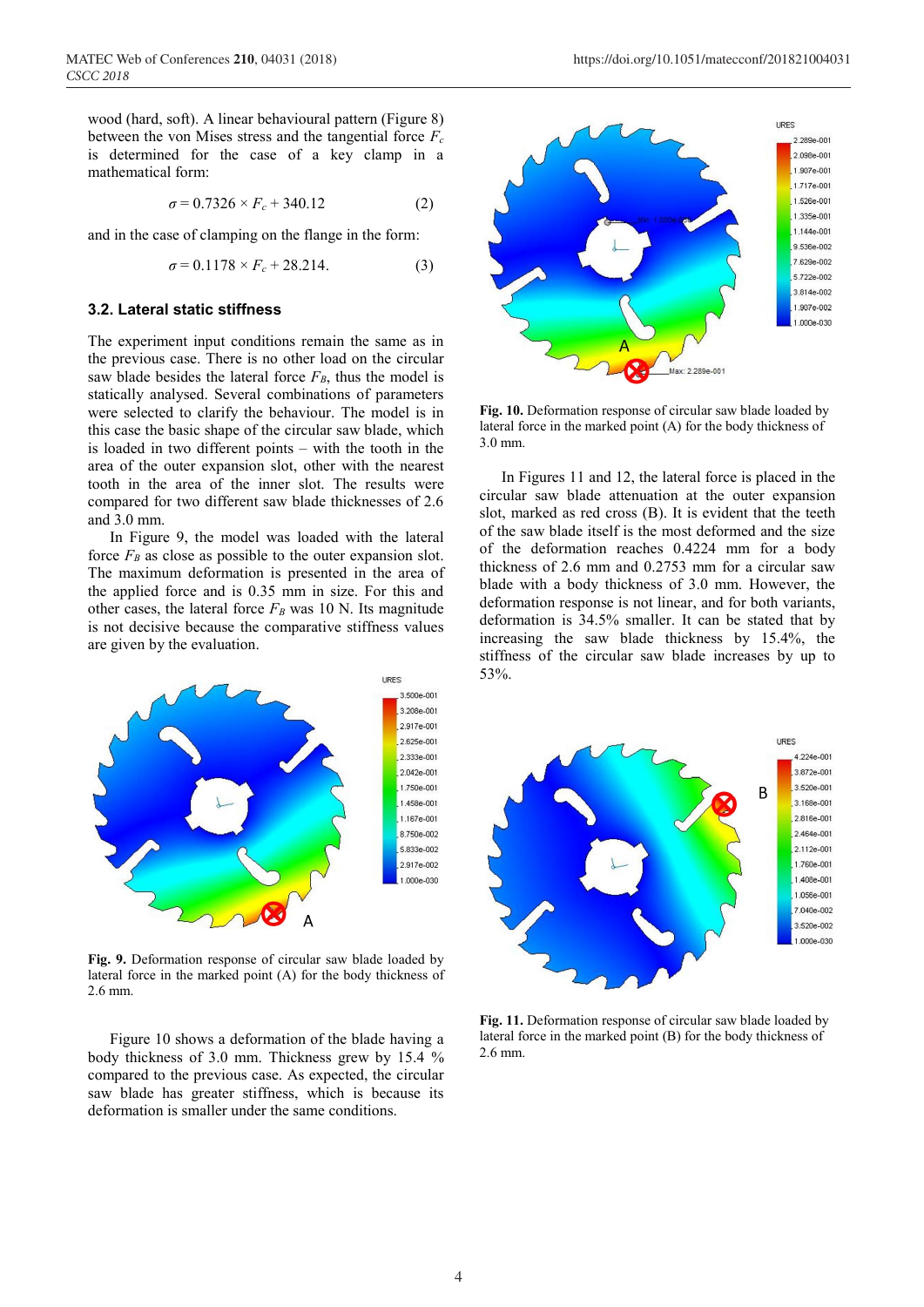wood (hard, soft). A linear behavioural pattern (Figure 8) between the von Mises stress and the tangential force $F_c$ is determined for the case of a key clamp in a mathematical form:

$$\sigma = 0.7326 \times F_c + 340.12 \qquad (2)$$

and in the case of clamping on the flange in the form:

$$\sigma = 0.1178 \times F_c + 28.214. \qquad (3)$$

### 3.2. Lateral static stiffness

The experiment input conditions remain the same as in the previous case. There is no other load on the circular saw blade besides the lateral force $F_B$, thus the model is statically analysed. Several combinations of parameters were selected to clarify the behaviour. The model is in this case the basic shape of the circular saw blade, which is loaded in two different points – with the tooth in the area of the outer expansion slot, other with the nearest tooth in the area of the inner slot. The results were compared for two different saw blade thicknesses of 2.6 and 3.0 mm.

In Figure 9, the model was loaded with the lateral force $F_B$ as close as possible to the outer expansion slot. The maximum deformation is presented in the area of the applied force and is 0.35 mm in size. For this and other cases, the lateral force $F_B$ was 10 N. Its magnitude is not decisive because the comparative stiffness values are given by the evaluation.

**Fig. 9.** Deformation response of circular saw blade loaded by lateral force in the marked point (A) for the body thickness of 2.6 mm.

Figure 10 shows a deformation of the blade having a body thickness of 3.0 mm. Thickness grew by 15.4 % compared to the previous case. As expected, the circular saw blade has greater stiffness, which is because its deformation is smaller under the same conditions.

**Fig. 10.** Deformation response of circular saw blade loaded by lateral force in the marked point (A) for the body thickness of 3.0 mm.

In Figures 11 and 12, the lateral force is placed in the circular saw blade attenuation at the outer expansion slot, marked as red cross (B). It is evident that the teeth of the saw blade itself is the most deformed and the size of the deformation reaches 0.4224 mm for a body thickness of 2.6 mm and 0.2753 mm for a circular saw blade with a body thickness of 3.0 mm. However, the deformation response is not linear, and for both variants, deformation is 34.5% smaller. It can be stated that by increasing the saw blade thickness by 15.4%, the stiffness of the circular saw blade increases by up to 53%.

**Fig. 11.** Deformation response of circular saw blade loaded by lateral force in the marked point (B) for the body thickness of 2.6 mm.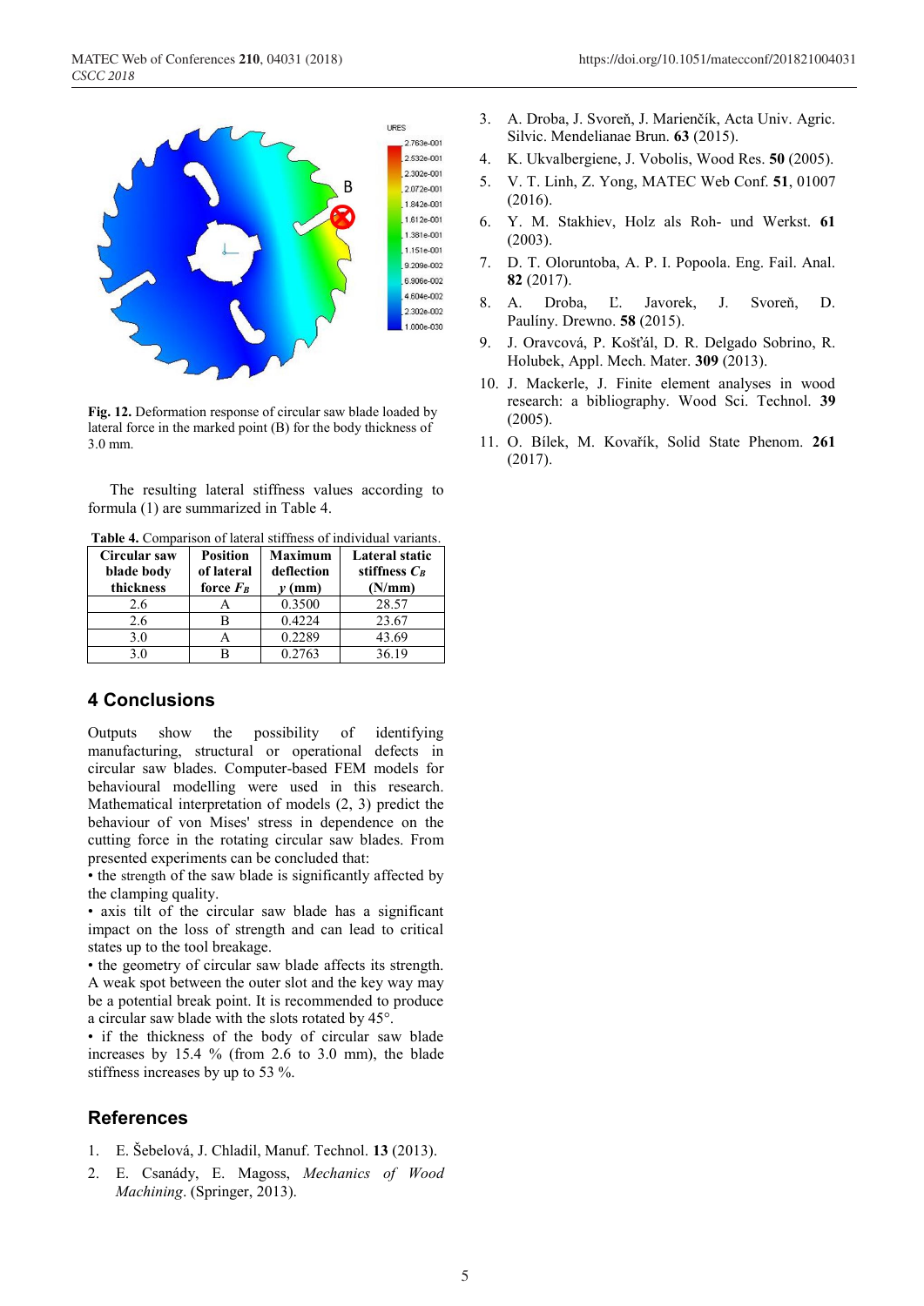URES

2.763e-001

2.532e-001

2.302e-001

2.072e-001

1.842e-001

1.612e-001

1.381e-001

1.151e-001

9.209e-002

6.906e-002

4.604e-002

2.302e-002

1.000e-030

B

**Fig. 12.** Deformation response of circular saw blade loaded by lateral force in the marked point (B) for the body thickness of 3.0 mm.

The resulting lateral stiffness values according to formula (1) are summarized in Table 4.

**Table 4.** Comparison of lateral stiffness of individual variants.

| Circular saw blade body thickness | Position of lateral force $F_B$ | Maximum deflection $y$ (mm) | Lateral static stiffness $C_B$ (N/mm) |
|---|---|---|---|
| 2.6 | A | 0.3500 | 28.57 |
| 2.6 | B | 0.4224 | 23.67 |
| 3.0 | A | 0.2289 | 43.69 |
| 3.0 | B | 0.2763 | 36.19 |

## 4 Conclusions

Outputs show the possibility of identifying manufacturing, structural or operational defects in circular saw blades. Computer-based FEM models for behavioural modelling were used in this research. Mathematical interpretation of models (2, 3) predict the behaviour of von Mises' stress in dependence on the cutting force in the rotating circular saw blades. From presented experiments can be concluded that:

- the strength of the saw blade is significantly affected by the clamping quality.
- axis tilt of the circular saw blade has a significant impact on the loss of strength and can lead to critical states up to the tool breakage.
- the geometry of circular saw blade affects its strength. A weak spot between the outer slot and the key way may be a potential break point. It is recommended to produce a circular saw blade with the slots rotated by 45°.
- if the thickness of the body of circular saw blade increases by 15.4 % (from 2.6 to 3.0 mm), the blade stiffness increases by up to 53 %.

## References

1. E. Šebelová, J. Chladil, Manuf. Technol. **13** (2013).
2. E. Csanády, E. Magoss, *Mechanics of Wood Machining*. (Springer, 2013).
3. A. Droba, J. Svoreň, J. Marienčík, Acta Univ. Agric. Silvic. Mendelianae Brun. **63** (2015).
4. K. Ukvalbergiene, J. Vobolis, Wood Res. **50** (2005).
5. V. T. Linh, Z. Yong, MATEC Web Conf. **51**, 01007 (2016).
6. Y. M. Stakhiev, Holz als Roh- und Werkst. **61** (2003).
7. D. T. Oloruntoba, A. P. I. Popoola. Eng. Fail. Anal. **82** (2017).
8. A. Droba, Ľ. Javorek, J. Svoreň, D. Paulíny. Drewno. **58** (2015).
9. J. Oravcová, P. Košťál, D. R. Delgado Sobrino, R. Holubek, Appl. Mech. Mater. **309** (2013).
10. J. Mackerle, J. Finite element analyses in wood research: a bibliography. Wood Sci. Technol. **39** (2005).
11. O. Bílek, M. Kovařík, Solid State Phenom. **261** (2017).